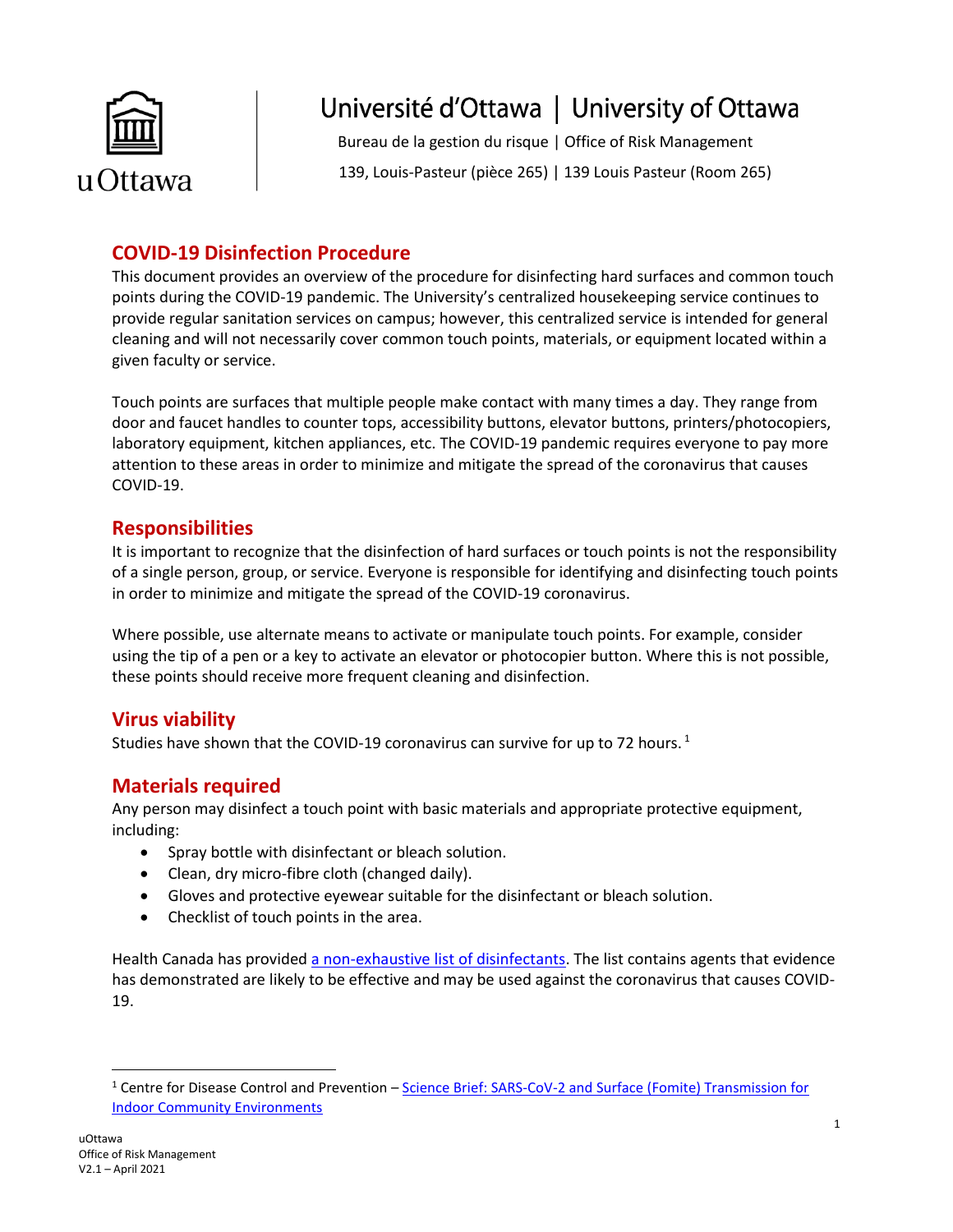Université d'Ottawa | University of Ottawa

Bureau de la gestion du risque | Office of Risk Management

139, Louis-Pasteur (pièce 265) | 139 Louis Pasteur (Room 265)

## COVID-19 Disinfection Procedure

This document provides an overview of the procedure for disinfecting hard surfaces and common touch points during the COVID-19 pandemic. The University's centralized housekeeping service continues to provide regular sanitation services on campus; however, this centralized service is intended for general cleaning and will not necessarily cover common touch points, materials, or equipment located within a given faculty or service.

Touch points are surfaces that multiple people make contact with many times a day. They range from door and faucet handles to counter tops, accessibility buttons, elevator buttons, printers/photocopiers, laboratory equipment, kitchen appliances, etc. The COVID-19 pandemic requires everyone to pay more attention to these areas in order to minimize and mitigate the spread of the coronavirus that causes COVID-19.

## Responsibilities

It is important to recognize that the disinfection of hard surfaces or touch points is not the responsibility of a single person, group, or service. Everyone is responsible for identifying and disinfecting touch points in order to minimize and mitigate the spread of the COVID-19 coronavirus.

Where possible, use alternate means to activate or manipulate touch points. For example, consider using the tip of a pen or a key to activate an elevator or photocopier button. Where this is not possible, these points should receive more frequent cleaning and disinfection.

## Virus viability

Studies have shown that the COVID-19 coronavirus can survive for up to 72 hours. [1]

## Materials required

Any person may disinfect a touch point with basic materials and appropriate protective equipment, including:

- Spray bottle with disinfectant or bleach solution.
- Clean, dry micro-fibre cloth (changed daily).
- Gloves and protective eyewear suitable for the disinfectant or bleach solution.
- Checklist of touch points in the area.

Health Canada has provided a non-exhaustive list of disinfectants. The list contains agents that evidence has demonstrated are likely to be effective and may be used against the coronavirus that causes COVID-19.

---

[1] Centre for Disease Control and Prevention – Science Brief: SARS-CoV-2 and Surface (Fomite) Transmission for Indoor Community Environments

uOttawa
Office of Risk Management
V2.1 – April 2021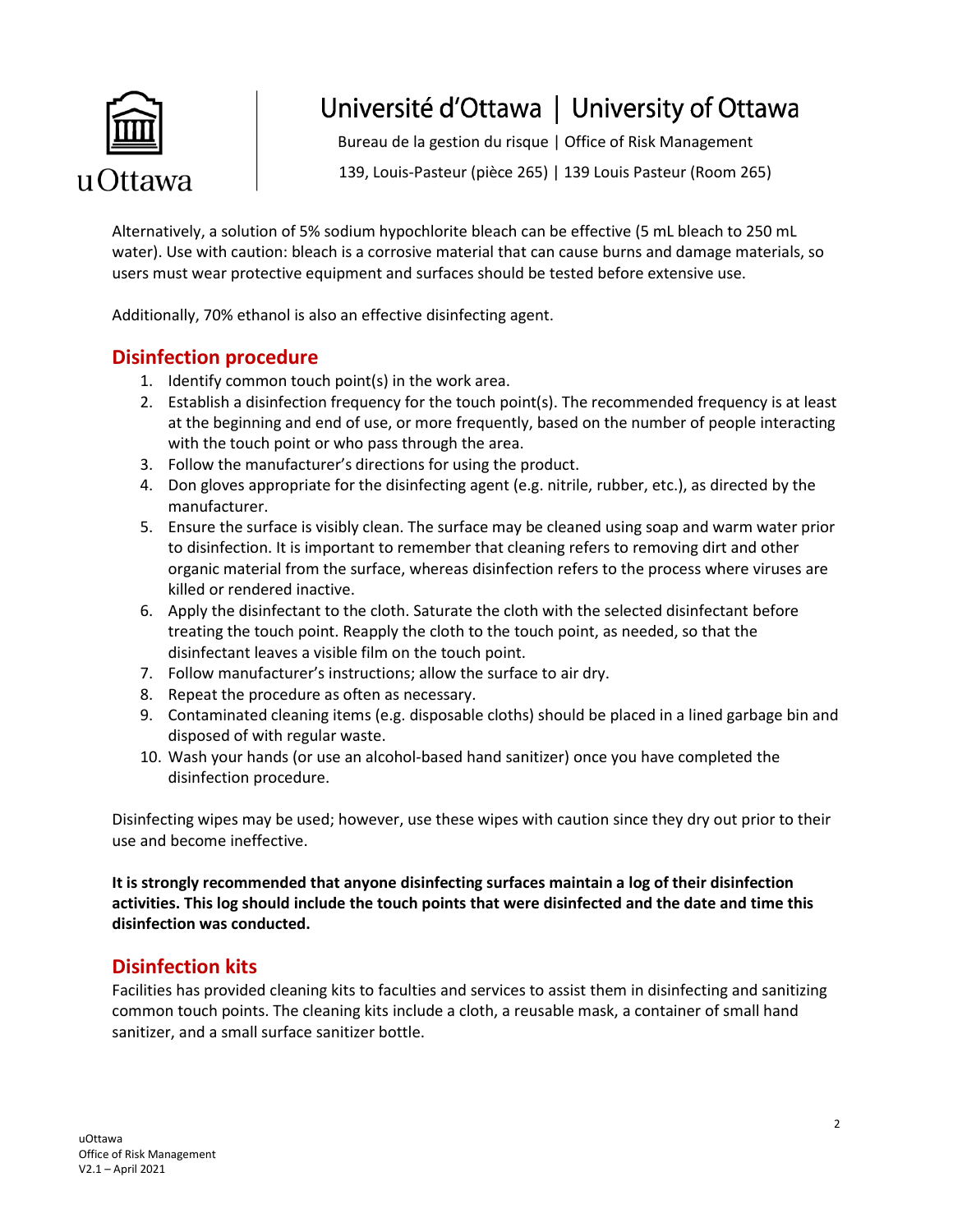Alternatively, a solution of 5% sodium hypochlorite bleach can be effective (5 mL bleach to 250 mL water). Use with caution: bleach is a corrosive material that can cause burns and damage materials, so users must wear protective equipment and surfaces should be tested before extensive use.

Additionally, 70% ethanol is also an effective disinfecting agent.

## Disinfection procedure

1. Identify common touch point(s) in the work area.
2. Establish a disinfection frequency for the touch point(s). The recommended frequency is at least at the beginning and end of use, or more frequently, based on the number of people interacting with the touch point or who pass through the area.
3. Follow the manufacturer's directions for using the product.
4. Don gloves appropriate for the disinfecting agent (e.g. nitrile, rubber, etc.), as directed by the manufacturer.
5. Ensure the surface is visibly clean. The surface may be cleaned using soap and warm water prior to disinfection. It is important to remember that cleaning refers to removing dirt and other organic material from the surface, whereas disinfection refers to the process where viruses are killed or rendered inactive.
6. Apply the disinfectant to the cloth. Saturate the cloth with the selected disinfectant before treating the touch point. Reapply the cloth to the touch point, as needed, so that the disinfectant leaves a visible film on the touch point.
7. Follow manufacturer's instructions; allow the surface to air dry.
8. Repeat the procedure as often as necessary.
9. Contaminated cleaning items (e.g. disposable cloths) should be placed in a lined garbage bin and disposed of with regular waste.
10. Wash your hands (or use an alcohol-based hand sanitizer) once you have completed the disinfection procedure.

Disinfecting wipes may be used; however, use these wipes with caution since they dry out prior to their use and become ineffective.

**It is strongly recommended that anyone disinfecting surfaces maintain a log of their disinfection activities. This log should include the touch points that were disinfected and the date and time this disinfection was conducted.**

## Disinfection kits

Facilities has provided cleaning kits to faculties and services to assist them in disinfecting and sanitizing common touch points. The cleaning kits include a cloth, a reusable mask, a container of small hand sanitizer, and a small surface sanitizer bottle.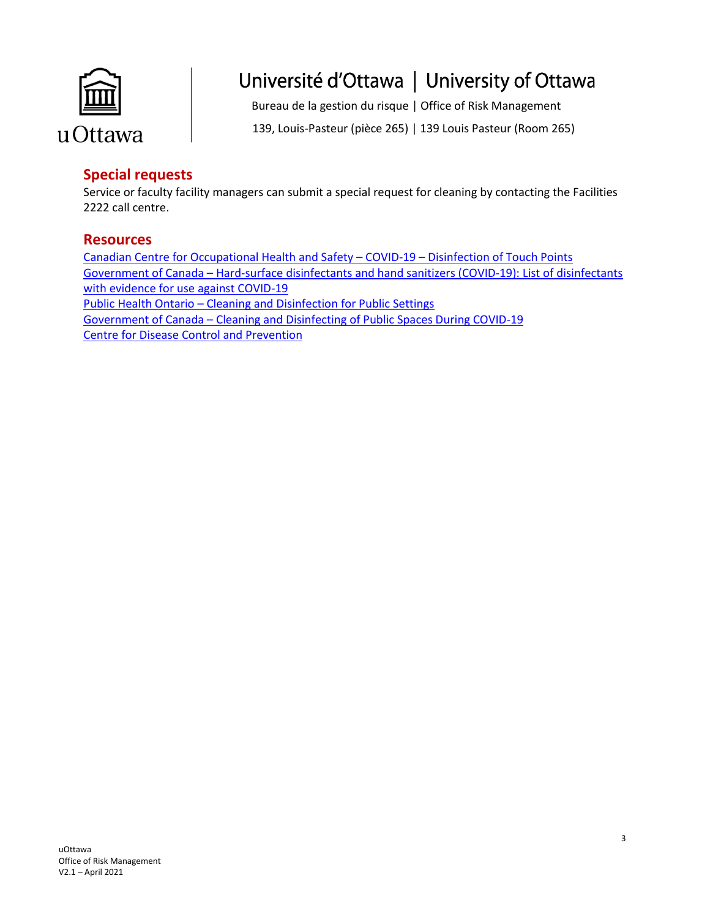## Special requests

Service or faculty facility managers can submit a special request for cleaning by contacting the Facilities 2222 call centre.

## Resources

Canadian Centre for Occupational Health and Safety – COVID-19 – Disinfection of Touch Points
Government of Canada – Hard-surface disinfectants and hand sanitizers (COVID-19): List of disinfectants with evidence for use against COVID-19
Public Health Ontario – Cleaning and Disinfection for Public Settings
Government of Canada – Cleaning and Disinfecting of Public Spaces During COVID-19
Centre for Disease Control and Prevention